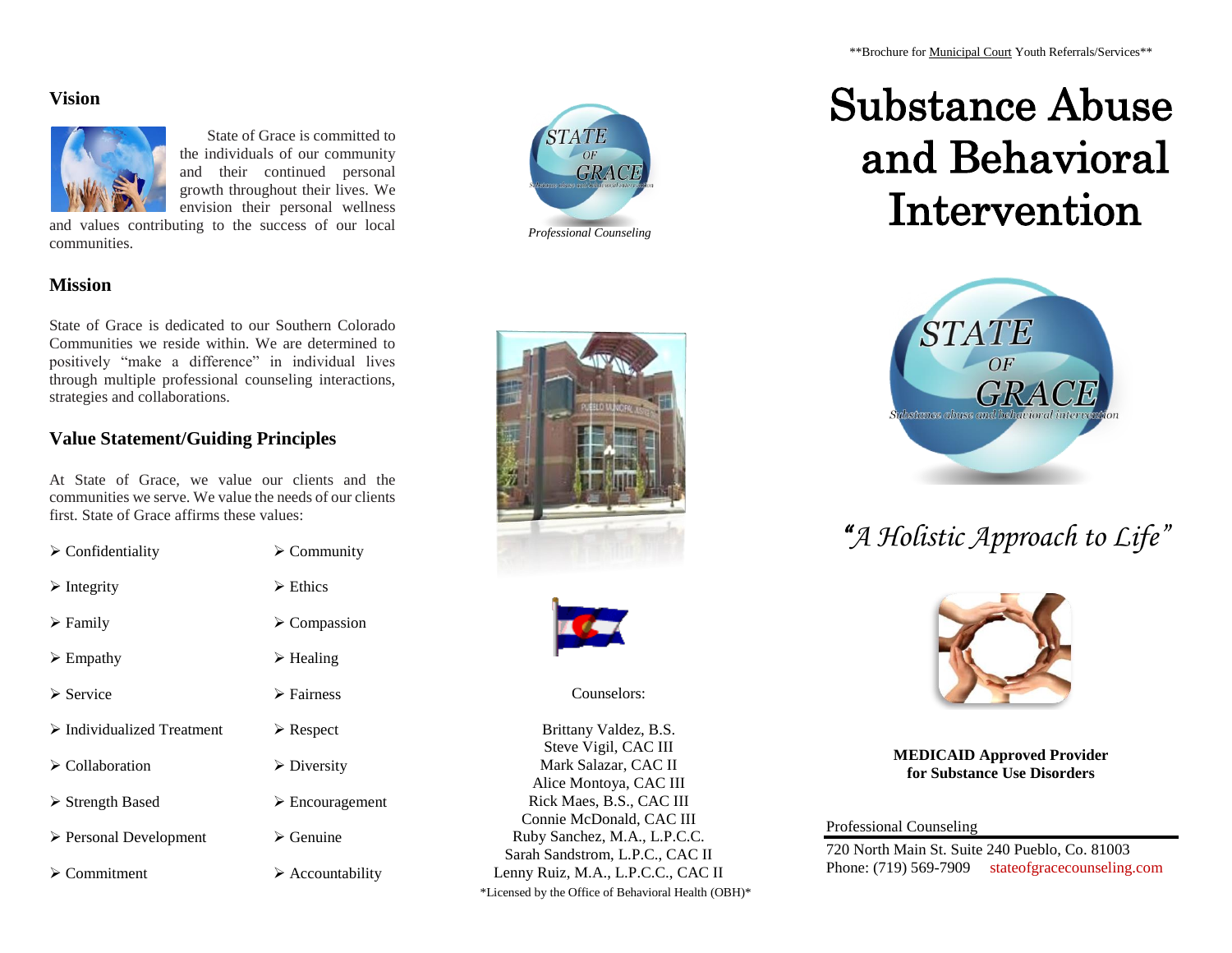## Vision

State of Grace is committed to the individuals of our community and their continued personal growth throughout their lives. We envision their personal wellness and values contributing to the success of our local communities.

## Mission

State of Grace is dedicated to our Southern Colorado Communities we reside within. We are determined to positively "make a difference" in individual lives through multiple professional counseling interactions, strategies and collaborations.

## Value Statement/Guiding Principles

At State of Grace, we value our clients and the communities we serve. We value the needs of our clients first. State of Grace affirms these values:

- Confidentiality
- Integrity
- Family
- Empathy
- Service
- Individualized Treatment
- Collaboration
- Strength Based
- Personal Development
- Commitment
- Community
- Ethics
- Compassion
- Healing
- Fairness
- Respect
- Diversity
- Encouragement
- Genuine
- Accountability

STATE OF GRACE

Substance abuse and behavioral intervention

*Professional Counseling*

Counselors:

Brittany Valdez, B.S.
Steve Vigil, CAC III
Mark Salazar, CAC II
Alice Montoya, CAC III
Rick Maes, B.S., CAC III
Connie McDonald, CAC III
Ruby Sanchez, M.A., L.P.C.C.
Sarah Sandstrom, L.P.C.C., CAC II
Lenny Ruiz, M.A., L.P.C.C., CAC II

*Licensed by the Office of Behavioral Health (OBH)*

**Brochure for Municipal Court Youth Referrals/Services**

# Substance Abuse and Behavioral Intervention

STATE OF GRACE

Substance abuse and behavioral intervention

*"A Holistic Approach to Life"*

**MEDICAID Approved Provider for Substance Use Disorders**

Professional Counseling

720 North Main St. Suite 240 Pueblo, Co. 81003
Phone: (719) 569-7909 stateofgracecounseling.com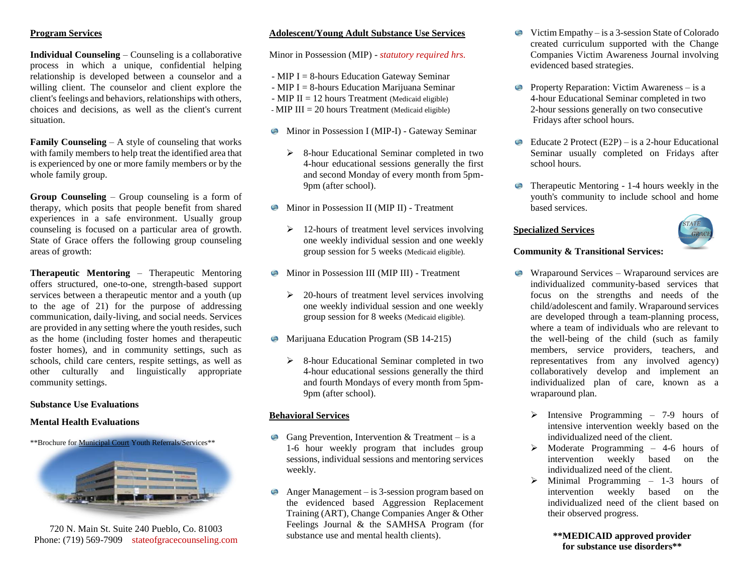**Program Services**

**Individual Counseling** – Counseling is a collaborative process in which a unique, confidential helping relationship is developed between a counselor and a willing client. The counselor and client explore the client's feelings and behaviors, relationships with others, choices and decisions, as well as the client's current situation.

**Family Counseling** – A style of counseling that works with family members to help treat the identified area that is experienced by one or more family members or by the whole family group.

**Group Counseling** – Group counseling is a form of therapy, which posits that people benefit from shared experiences in a safe environment. Usually group counseling is focused on a particular area of growth. State of Grace offers the following group counseling areas of growth:

**Therapeutic Mentoring** – Therapeutic Mentoring offers structured, one-to-one, strength-based support services between a therapeutic mentor and a youth (up to the age of 21) for the purpose of addressing communication, daily-living, and social needs. Services are provided in any setting where the youth resides, such as the home (including foster homes and therapeutic foster homes), and in community settings, such as schools, child care centers, respite settings, as well as other culturally and linguistically appropriate community settings.

**Substance Use Evaluations**

**Mental Health Evaluations**

**Brochure for Municipal Court Youth Referrals/Services**

720 N. Main St. Suite 240 Pueblo, Co. 81003
Phone: (719) 569-7909 stateofgracecounseling.com

**Adolescent/Young Adult Substance Use Services**

Minor in Possession (MIP) - *statutory required hrs.*

- MIP I = 8-hours Education Gateway Seminar
- MIP I = 8-hours Education Marijuana Seminar
- MIP II = 12 hours Treatment (Medicaid eligible)
- MIP III = 20 hours Treatment (Medicaid eligible)

- Minor in Possession I (MIP-I) - Gateway Seminar
  - 8-hour Educational Seminar completed in two 4-hour educational sessions generally the first and second Monday of every month from 5pm-9pm (after school).
- Minor in Possession II (MIP II) - Treatment
  - 12-hours of treatment level services involving one weekly individual session and one weekly group session for 5 weeks (Medicaid eligible).
- Minor in Possession III (MIP III) - Treatment
  - 20-hours of treatment level services involving one weekly individual session and one weekly group session for 8 weeks (Medicaid eligible).
- Marijuana Education Program (SB 14-215)
  - 8-hour Educational Seminar completed in two 4-hour educational sessions generally the third and fourth Mondays of every month from 5pm-9pm (after school).

**Behavioral Services**

- Gang Prevention, Intervention & Treatment – is a 1-6 hour weekly program that includes group sessions, individual sessions and mentoring services weekly.
- Anger Management – is 3-session program based on the evidenced based Aggression Replacement Training (ART), Change Companies Anger & Other Feelings Journal & the SAMHSA Program (for substance use and mental health clients).
- Victim Empathy – is a 3-session State of Colorado created curriculum supported with the Change Companies Victim Awareness Journal involving evidenced based strategies.
- Property Reparation: Victim Awareness – is a 4-hour Educational Seminar completed in two 2-hour sessions generally on two consecutive Fridays after school hours.
- Educate 2 Protect (E2P) – is a 2-hour Educational Seminar usually completed on Fridays after school hours.
- Therapeutic Mentoring - 1-4 hours weekly in the youth's community to include school and home based services.

**Specialized Services**

**Community & Transitional Services:**

- Wraparound Services – Wraparound services are individualized community-based services that focus on the strengths and needs of the child/adolescent and family. Wraparound services are developed through a team-planning process, where a team of individuals who are relevant to the well-being of the child (such as family members, service providers, teachers, and representatives from any involved agency) collaboratively develop and implement an individualized plan of care, known as a wraparound plan.
  - Intensive Programming – 7-9 hours of intensive intervention weekly based on the individualized need of the client.
  - Moderate Programming – 4-6 hours of intervention weekly based on the individualized need of the client.
  - Minimal Programming – 1-3 hours of intervention weekly based on the individualized need of the client based on their observed progress.

**\*\*MEDICAID approved provider for substance use disorders\*\***